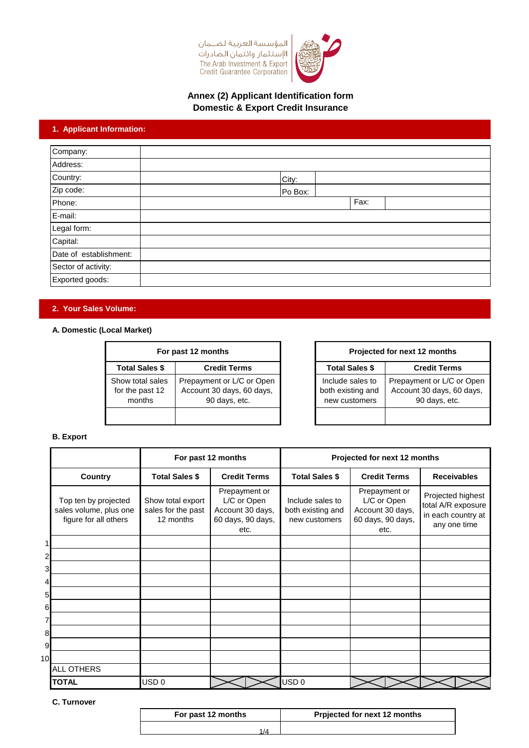المؤسسة العربية لضمان الإستثمار وائتمان الصادرات
The Arab Investment & Export Credit Guarantee Corporation

## Annex (2) Applicant Identification form
## Domestic & Export Credit Insurance

### 1. Applicant Information:

| Company: | | | | |
|---|---|---|---|---|
| Address: | | | | |
| Country: | | City: | | |
| Zip code: | | Po Box: | | |
| Phone: | | | Fax: | |
| E-mail: | | | | |
| Legal form: | | | | |
| Capital: | | | | |
| Date of establishment: | | | | |
| Sector of activity: | | | | |
| Exported goods: | | | | |

### 2. Your Sales Volume:

**A. Domestic (Local Market)**

| For past 12 months | |
|---|---|
| **Total Sales $** | **Credit Terms** |
| Show total sales for the past 12 months | Prepayment or L/C or Open Account 30 days, 60 days, 90 days, etc. |
| | |

| Projected for next 12 months | |
|---|---|
| **Total Sales $** | **Credit Terms** |
| Include sales to both existing and new customers | Prepayment or L/C or Open Account 30 days, 60 days, 90 days, etc. |
| | |

**B. Export**

| | | For past 12 months | | Projected for next 12 months | | |
|---|---|---|---|---|---|---|
| | **Country** | **Total Sales $** | **Credit Terms** | **Total Sales $** | **Credit Terms** | **Receivables** |
| | Top ten by projected sales volume, plus one figure for all others | Show total export sales for the past 12 months | Prepayment or L/C or Open Account 30 days, 60 days, 90 days, etc. | Include sales to both existing and new customers | Prepayment or L/C or Open Account 30 days, 60 days, 90 days, etc. | Projected highest total A/R exposure in each country at any one time |
| 1 | | | | | | |
| 2 | | | | | | |
| 3 | | | | | | |
| 4 | | | | | | |
| 5 | | | | | | |
| 6 | | | | | | |
| 7 | | | | | | |
| 8 | | | | | | |
| 9 | | | | | | |
| 10 | | | | | | |
| | ALL OTHERS | | | | | |
| | **TOTAL** | USD 0 | | USD 0 | | |

**C. Turnover**

| For past 12 months | Prpjected for next 12 months |
|---|---|
| | |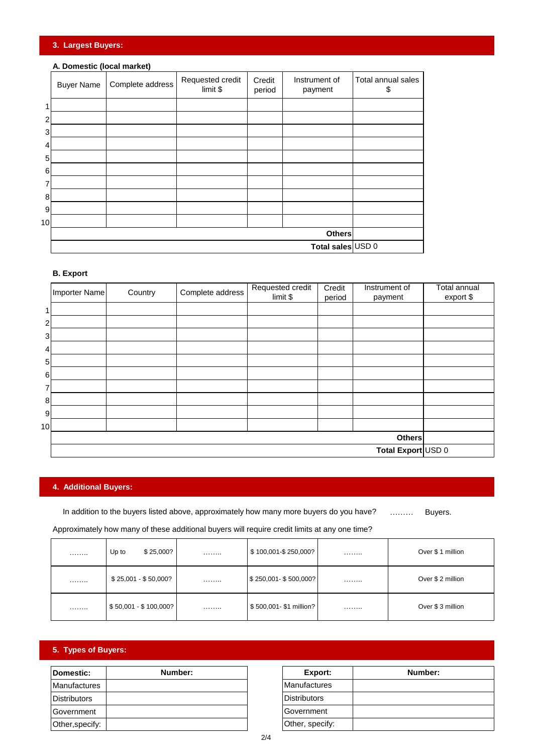## 3. Largest Buyers:

### A. Domestic (local market)

| | Buyer Name | Complete address | Requested credit limit $ | Credit period | Instrument of payment | Total annual sales $ |
|---|---|---|---|---|---|---|
| 1 | | | | | | |
| 2 | | | | | | |
| 3 | | | | | | |
| 4 | | | | | | |
| 5 | | | | | | |
| 6 | | | | | | |
| 7 | | | | | | |
| 8 | | | | | | |
| 9 | | | | | | |
| 10 | | | | | | |
| | | | | | **Others** | |
| | | | | | **Total sales** | USD 0 |

### B. Export

| | Importer Name | Country | Complete address | Requested credit limit $ | Credit period | Instrument of payment | Total annual export $ |
|---|---|---|---|---|---|---|---|
| 1 | | | | | | | |
| 2 | | | | | | | |
| 3 | | | | | | | |
| 4 | | | | | | | |
| 5 | | | | | | | |
| 6 | | | | | | | |
| 7 | | | | | | | |
| 8 | | | | | | | |
| 9 | | | | | | | |
| 10 | | | | | | | |
| | | | | | | **Others** | |
| | | | | | | **Total Export** | USD 0 |

## 4. Additional Buyers:

In addition to the buyers listed above, approximately how many more buyers do you have? ……… Buyers.

Approximately how many of these additional buyers will require credit limits at any one time?

| | | | | | |
|---|---|---|---|---|---|
| …….. | Up to $ 25,000? | …….. | $ 100,001-$ 250,000? | …….. | Over $ 1 million |
| …….. | $ 25,001 - $ 50,000? | …….. | $ 250,001- $ 500,000? | …….. | Over $ 2 million |
| …….. | $ 50,001 - $ 100,000? | …….. | $ 500,001- $1 million? | …….. | Over $ 3 million |

## 5. Types of Buyers:

| **Domestic:** | **Number:** |
|---|---|
| Manufactures | |
| Distributors | |
| Government | |
| Other,specify: | |

| **Export:** | **Number:** |
|---|---|
| Manufactures | |
| Distributors | |
| Government | |
| Other, specify: | |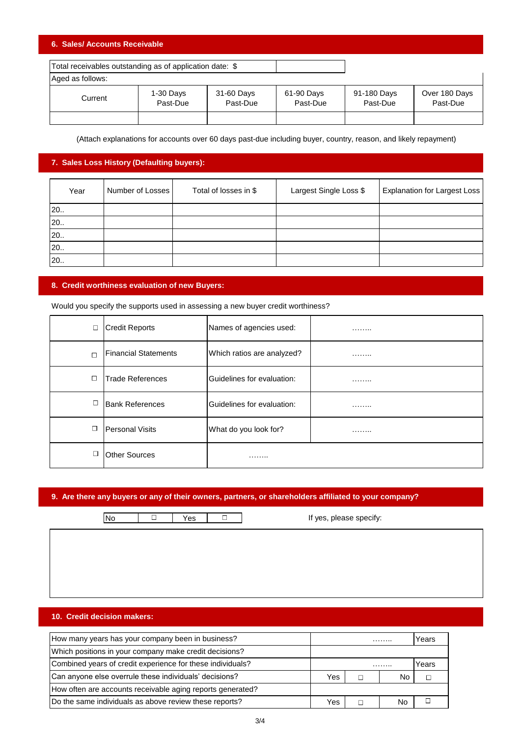## 6. Sales/ Accounts Receivable

| Total receivables outstanding as of application date: $ | |
|---|---|

Aged as follows:

| Current | 1-30 Days Past-Due | 31-60 Days Past-Due | 61-90 Days Past-Due | 91-180 Days Past-Due | Over 180 Days Past-Due |
|---|---|---|---|---|---|
| | | | | | |

(Attach explanations for accounts over 60 days past-due including buyer, country, reason, and likely repayment)

## 7. Sales Loss History (Defaulting buyers):

| Year | Number of Losses | Total of losses in $ | Largest Single Loss $ | Explanation for Largest Loss |
|---|---|---|---|---|
| 20.. | | | | |
| 20.. | | | | |
| 20.. | | | | |
| 20.. | | | | |
| 20.. | | | | |

## 8. Credit worthiness evaluation of new Buyers:

Would you specify the supports used in assessing a new buyer credit worthiness?

| | | | |
|---|---|---|---|
| ☐ | Credit Reports | Names of agencies used: | …….. |
| ☐ | Financial Statements | Which ratios are analyzed? | …….. |
| ☐ | Trade References | Guidelines for evaluation: | …….. |
| ☐ | Bank References | Guidelines for evaluation: | …….. |
| ☐ | Personal Visits | What do you look for? | …….. |
| ☐ | Other Sources | …….. | |

## 9. Are there any buyers or any of their owners, partners, or shareholders affiliated to your company?

| No | ☐ | Yes | ☐ |
|---|---|---|---|

If yes, please specify:

## 10. Credit decision makers:

| | | | | |
|---|---|---|---|---|
| How many years has your company been in business? | …….. | | | Years |
| Which positions in your company make credit decisions? | | | | |
| Combined years of credit experience for these individuals? | …….. | | | Years |
| Can anyone else overrule these individuals' decisions? | Yes | ☐ | No | ☐ |
| How often are accounts receivable aging reports generated? | | | | |
| Do the same individuals as above review these reports? | Yes | ☐ | No | ☐ |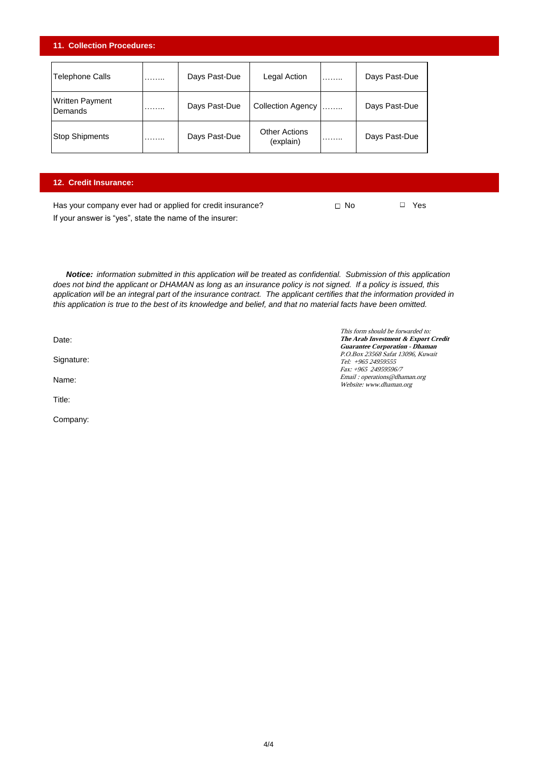## 11. Collection Procedures:

| | | | | | |
|---|---|---|---|---|---|
| Telephone Calls | …….. | Days Past-Due | Legal Action | …….. | Days Past-Due |
| Written Payment Demands | …….. | Days Past-Due | Collection Agency | …….. | Days Past-Due |
| Stop Shipments | …….. | Days Past-Due | Other Actions (explain) | …….. | Days Past-Due |

## 12. Credit Insurance:

Has your company ever had or applied for credit insurance? ☐ No ☐ Yes

If your answer is "yes", state the name of the insurer:

***Notice:*** *information submitted in this application will be treated as confidential. Submission of this application does not bind the applicant or DHAMAN as long as an insurance policy is not signed. If a policy is issued, this application will be an integral part of the insurance contract. The applicant certifies that the information provided in this application is true to the best of its knowledge and belief, and that no material facts have been omitted.*

Date:

Signature:

Name:

Title:

Company:

*This form should be forwarded to:*
***The Arab Investment & Export Credit Guarantee Corporation - Dhaman***
*P.O.Box 23568 Safat 13096, Kuwait*
*Tel: +965 24959555*
*Fax: +965 24959596/7*
*Email : operations@dhaman.org*
*Website: www.dhaman.org*